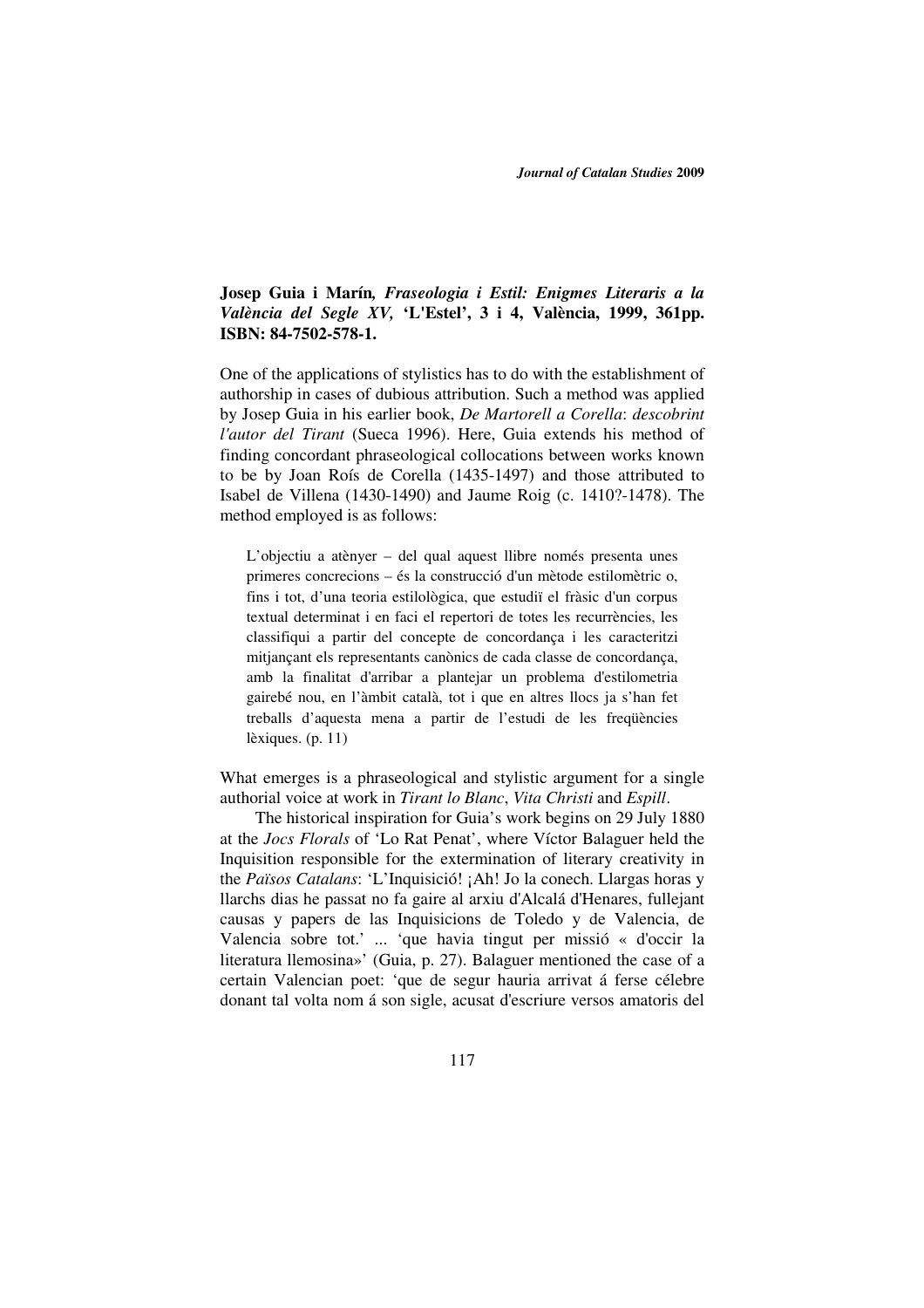**Josep Guia i Marín*, Fraseologia i Estil: Enigmes Literaris a la València del Segle XV,* 'L'Estel', 3 i 4, València, 1999, 361pp. ISBN: 84-7502-578-1.**

One of the applications of stylistics has to do with the establishment of authorship in cases of dubious attribution. Such a method was applied by Josep Guia in his earlier book, *De Martorell a Corella*: *descobrint l'autor del Tirant* (Sueca 1996). Here, Guia extends his method of finding concordant phraseological collocations between works known to be by Joan Roís de Corella (1435-1497) and those attributed to Isabel de Villena (1430-1490) and Jaume Roig (c. 1410?-1478). The method employed is as follows:

> L'objectiu a atènyer – del qual aquest llibre només presenta unes primeres concrecions – és la construcció d'un mètode estilomètric o, fins i tot, d'una teoria estilològica, que estudiï el fràsic d'un corpus textual determinat i en faci el repertori de totes les recurrències, les classifiqui a partir del concepte de concordança i les caracteritzi mitjançant els representants canònics de cada classe de concordança, amb la finalitat d'arribar a plantejar un problema d'estilometria gairebé nou, en l'àmbit català, tot i que en altres llocs ja s'han fet treballs d'aquesta mena a partir de l'estudi de les freqüències lèxiques. (p. 11)

What emerges is a phraseological and stylistic argument for a single authorial voice at work in *Tirant lo Blanc*, *Vita Christi* and *Espill*.

The historical inspiration for Guia's work begins on 29 July 1880 at the *Jocs Florals* of 'Lo Rat Penat', where Víctor Balaguer held the Inquisition responsible for the extermination of literary creativity in the *Països Catalans*: 'L'Inquisició! ¡Ah! Jo la conech. Llargas horas y llarchs dias he passat no fa gaire al arxiu d'Alcalá d'Henares, fullejant causas y papers de las Inquisicions de Toledo y de Valencia, de Valencia sobre tot.' ... 'que havia tingut per missió « d'occir la literatura llemosina»' (Guia, p. 27). Balaguer mentioned the case of a certain Valencian poet: 'que de segur hauria arrivat á ferse célebre donant tal volta nom á son sigle, acusat d'escriure versos amatoris del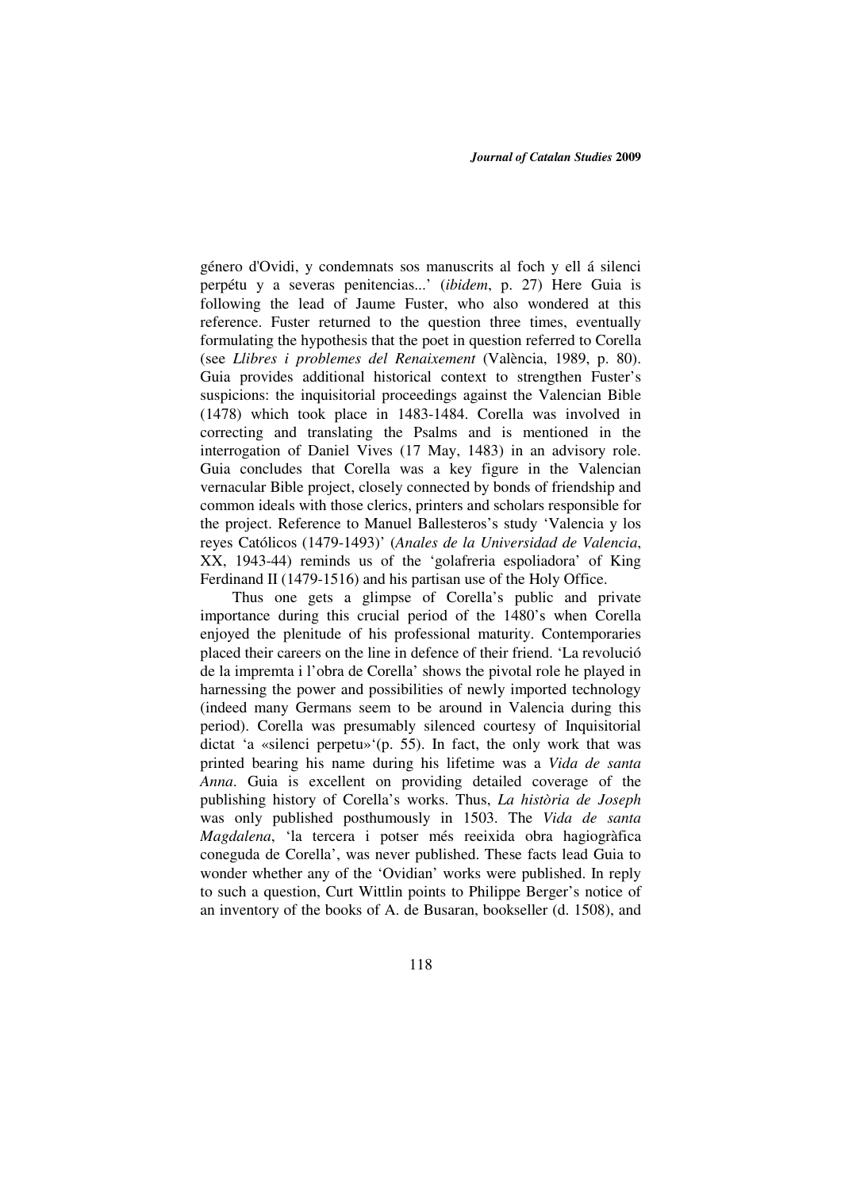género d'Ovidi, y condemnats sos manuscrits al foch y ell á silenci perpétu y a severas penitencias...' (*ibidem*, p. 27) Here Guia is following the lead of Jaume Fuster, who also wondered at this reference. Fuster returned to the question three times, eventually formulating the hypothesis that the poet in question referred to Corella (see *Llibres i problemes del Renaixement* (València, 1989, p. 80). Guia provides additional historical context to strengthen Fuster's suspicions: the inquisitorial proceedings against the Valencian Bible (1478) which took place in 1483-1484. Corella was involved in correcting and translating the Psalms and is mentioned in the interrogation of Daniel Vives (17 May, 1483) in an advisory role. Guia concludes that Corella was a key figure in the Valencian vernacular Bible project, closely connected by bonds of friendship and common ideals with those clerics, printers and scholars responsible for the project. Reference to Manuel Ballesteros's study 'Valencia y los reyes Católicos (1479-1493)' (*Anales de la Universidad de Valencia*, XX, 1943-44) reminds us of the 'golafreria espoliadora' of King Ferdinand II (1479-1516) and his partisan use of the Holy Office.

Thus one gets a glimpse of Corella's public and private importance during this crucial period of the 1480's when Corella enjoyed the plenitude of his professional maturity. Contemporaries placed their careers on the line in defence of their friend. 'La revolució de la impremta i l'obra de Corella' shows the pivotal role he played in harnessing the power and possibilities of newly imported technology (indeed many Germans seem to be around in Valencia during this period). Corella was presumably silenced courtesy of Inquisitorial dictat 'a «silenci perpetu»'(p. 55). In fact, the only work that was printed bearing his name during his lifetime was a *Vida de santa Anna*. Guia is excellent on providing detailed coverage of the publishing history of Corella's works. Thus, *La història de Joseph* was only published posthumously in 1503. The *Vida de santa Magdalena*, 'la tercera i potser més reeixida obra hagiogràfica coneguda de Corella', was never published. These facts lead Guia to wonder whether any of the 'Ovidian' works were published. In reply to such a question, Curt Wittlin points to Philippe Berger's notice of an inventory of the books of A. de Busaran, bookseller (d. 1508), and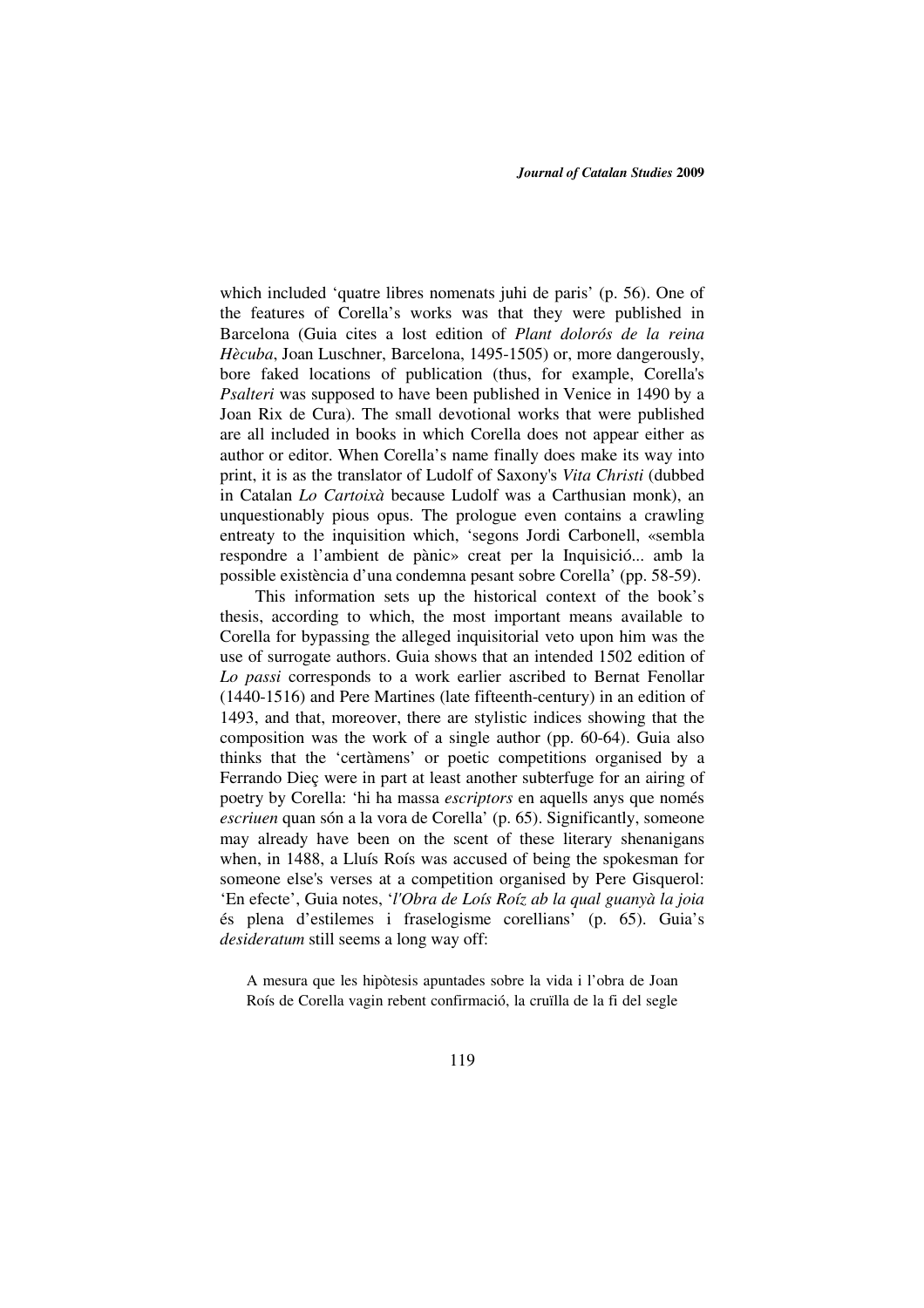which included 'quatre libres nomenats juhi de paris' (p. 56). One of the features of Corella's works was that they were published in Barcelona (Guia cites a lost edition of *Plant dolorós de la reina Hècuba*, Joan Luschner, Barcelona, 1495-1505) or, more dangerously, bore faked locations of publication (thus, for example, Corella's *Psalteri* was supposed to have been published in Venice in 1490 by a Joan Rix de Cura). The small devotional works that were published are all included in books in which Corella does not appear either as author or editor. When Corella's name finally does make its way into print, it is as the translator of Ludolf of Saxony's *Vita Christi* (dubbed in Catalan *Lo Cartoixà* because Ludolf was a Carthusian monk), an unquestionably pious opus. The prologue even contains a crawling entreaty to the inquisition which, 'segons Jordi Carbonell, «sembla respondre a l'ambient de pànic» creat per la Inquisició... amb la possible existència d'una condemna pesant sobre Corella' (pp. 58-59).

This information sets up the historical context of the book's thesis, according to which, the most important means available to Corella for bypassing the alleged inquisitorial veto upon him was the use of surrogate authors. Guia shows that an intended 1502 edition of *Lo passi* corresponds to a work earlier ascribed to Bernat Fenollar (1440-1516) and Pere Martines (late fifteenth-century) in an edition of 1493, and that, moreover, there are stylistic indices showing that the composition was the work of a single author (pp. 60-64). Guia also thinks that the 'certàmens' or poetic competitions organised by a Ferrando Dieç were in part at least another subterfuge for an airing of poetry by Corella: 'hi ha massa *escriptors* en aquells anys que només *escriuen* quan són a la vora de Corella' (p. 65). Significantly, someone may already have been on the scent of these literary shenanigans when, in 1488, a Lluís Roís was accused of being the spokesman for someone else's verses at a competition organised by Pere Gisquerol: 'En efecte', Guia notes, '*l'Obra de Loís Roíz ab la qual guanyà la joia* és plena d'estilemes i fraselogisme corellians' (p. 65). Guia's *desideratum* still seems a long way off:

> A mesura que les hipòtesis apuntades sobre la vida i l'obra de Joan Roís de Corella vagin rebent confirmació, la cruïlla de la fi del segle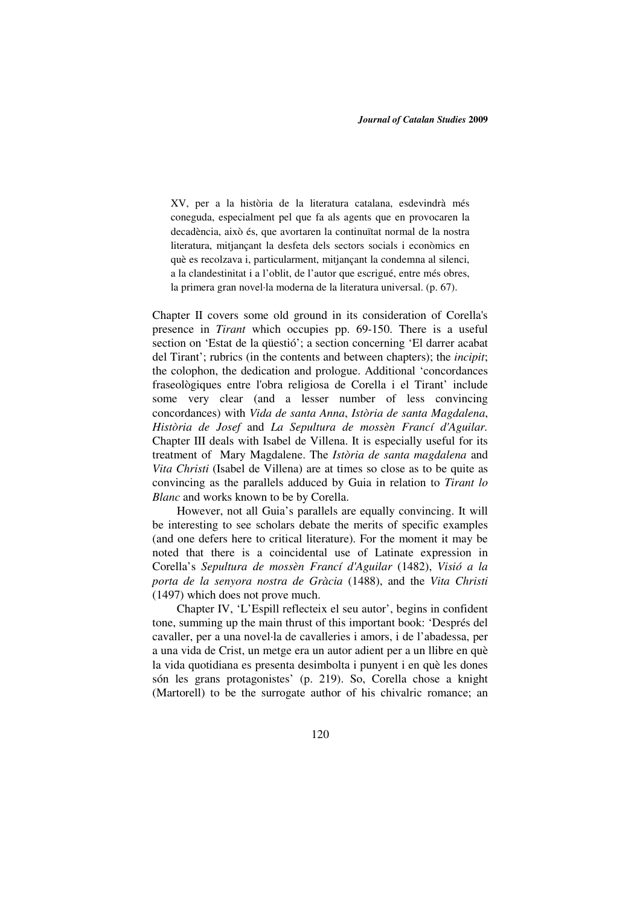> XV, per a la història de la literatura catalana, esdevindrà més coneguda, especialment pel que fa als agents que en provocaren la decadència, això és, que avortaren la continuïtat normal de la nostra literatura, mitjançant la desfeta dels sectors socials i econòmics en què es recolzava i, particularment, mitjançant la condemna al silenci, a la clandestinitat i a l'oblit, de l'autor que escrigué, entre més obres, la primera gran novel·la moderna de la literatura universal. (p. 67).

Chapter II covers some old ground in its consideration of Corella's presence in *Tirant* which occupies pp. 69-150. There is a useful section on 'Estat de la qüestió'; a section concerning 'El darrer acabat del Tirant'; rubrics (in the contents and between chapters); the *incipit*; the colophon, the dedication and prologue. Additional 'concordances fraseològiques entre l'obra religiosa de Corella i el Tirant' include some very clear (and a lesser number of less convincing concordances) with *Vida de santa Anna*, *Istòria de santa Magdalena*, *Història de Josef* and *La Sepultura de mossèn Francí d'Aguilar.* Chapter III deals with Isabel de Villena. It is especially useful for its treatment of Mary Magdalene. The *Istòria de santa magdalena* and *Vita Christi* (Isabel de Villena) are at times so close as to be quite as convincing as the parallels adduced by Guia in relation to *Tirant lo Blanc* and works known to be by Corella.

However, not all Guia's parallels are equally convincing. It will be interesting to see scholars debate the merits of specific examples (and one defers here to critical literature). For the moment it may be noted that there is a coincidental use of Latinate expression in Corella's *Sepultura de mossèn Francí d'Aguilar* (1482), *Visió a la porta de la senyora nostra de Gràcia* (1488), and the *Vita Christi* (1497) which does not prove much.

Chapter IV, 'L'Espill reflecteix el seu autor', begins in confident tone, summing up the main thrust of this important book: 'Després del cavaller, per a una novel·la de cavalleries i amors, i de l'abadessa, per a una vida de Crist, un metge era un autor adient per a un llibre en què la vida quotidiana es presenta desimbolta i punyent i en què les dones són les grans protagonistes' (p. 219). So, Corella chose a knight (Martorell) to be the surrogate author of his chivalric romance; an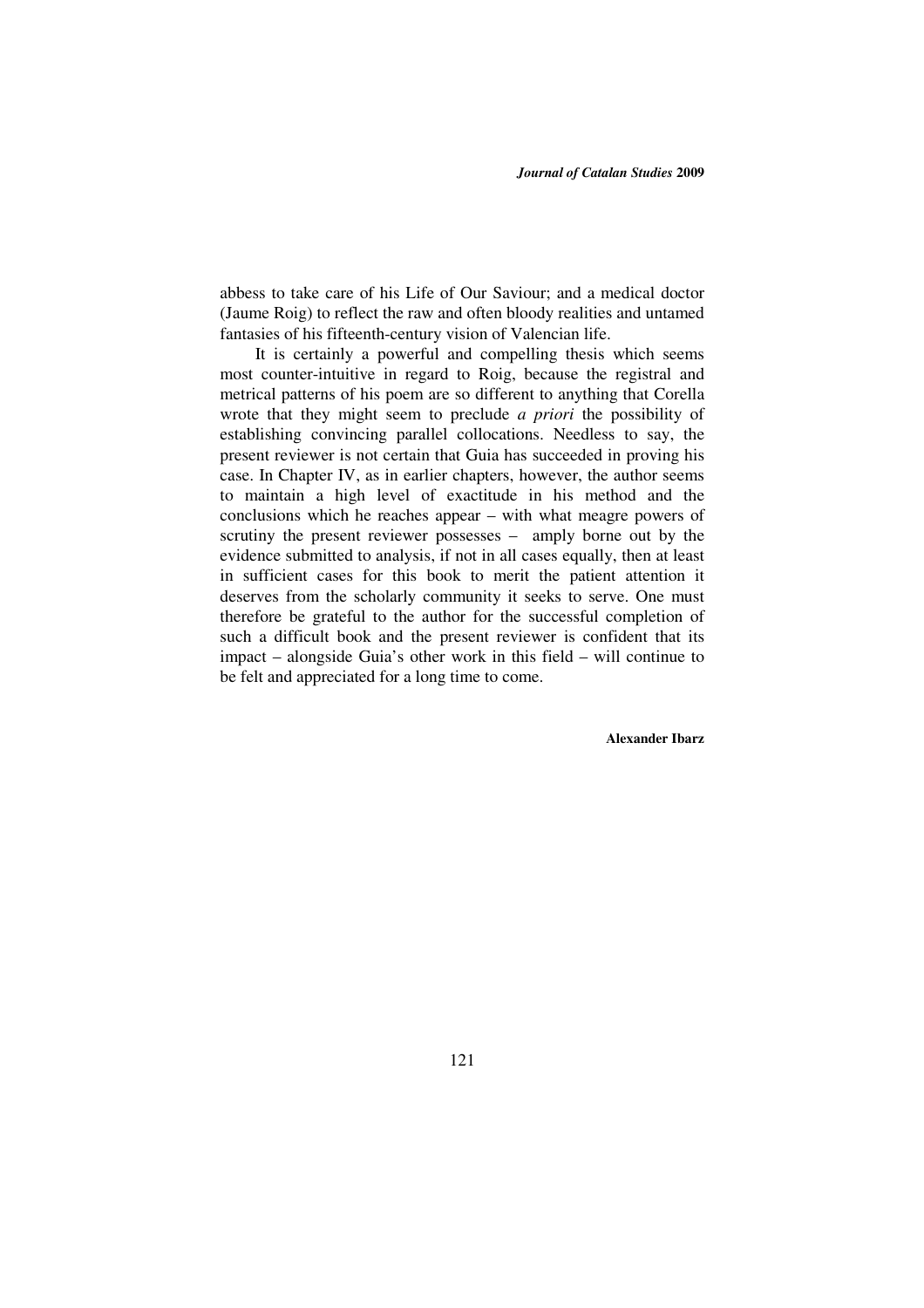abbess to take care of his Life of Our Saviour; and a medical doctor (Jaume Roig) to reflect the raw and often bloody realities and untamed fantasies of his fifteenth-century vision of Valencian life.

It is certainly a powerful and compelling thesis which seems most counter-intuitive in regard to Roig, because the registral and metrical patterns of his poem are so different to anything that Corella wrote that they might seem to preclude *a priori* the possibility of establishing convincing parallel collocations. Needless to say, the present reviewer is not certain that Guia has succeeded in proving his case. In Chapter IV, as in earlier chapters, however, the author seems to maintain a high level of exactitude in his method and the conclusions which he reaches appear – with what meagre powers of scrutiny the present reviewer possesses – amply borne out by the evidence submitted to analysis, if not in all cases equally, then at least in sufficient cases for this book to merit the patient attention it deserves from the scholarly community it seeks to serve. One must therefore be grateful to the author for the successful completion of such a difficult book and the present reviewer is confident that its impact – alongside Guia's other work in this field – will continue to be felt and appreciated for a long time to come.

**Alexander Ibarz**